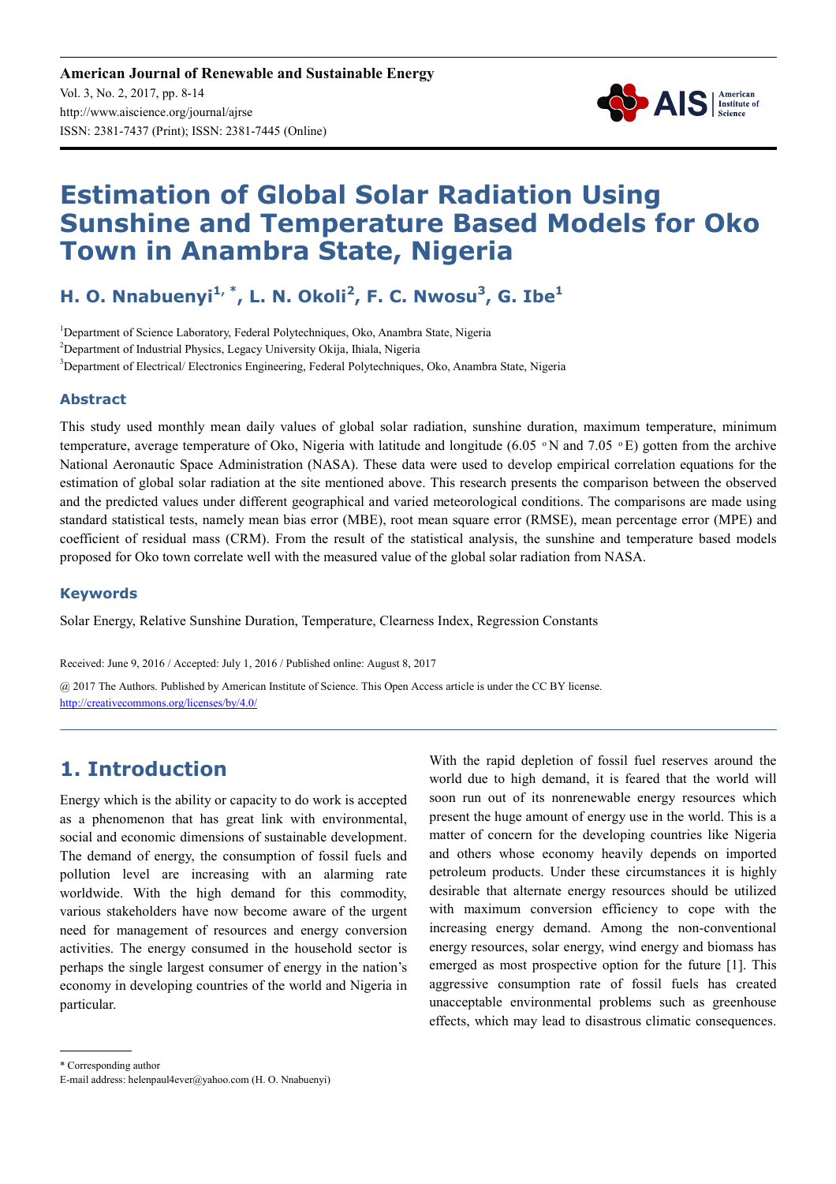# Estimation of Global Solar Radiation Using Sunshine and Temperature Based Models for Oko Town in Anambra State, Nigeria

**H. O. Nnabuenyi[1, *], L. N. Okoli[2], F. C. Nwosu[3], G. Ibe[1]**

[1]Department of Science Laboratory, Federal Polytechniques, Oko, Anambra State, Nigeria

[2]Department of Industrial Physics, Legacy University Okija, Ihiala, Nigeria

[3]Department of Electrical/ Electronics Engineering, Federal Polytechniques, Oko, Anambra State, Nigeria

## Abstract

This study used monthly mean daily values of global solar radiation, sunshine duration, maximum temperature, minimum temperature, average temperature of Oko, Nigeria with latitude and longitude (6.05 °N and 7.05 °E) gotten from the archive National Aeronautic Space Administration (NASA). These data were used to develop empirical correlation equations for the estimation of global solar radiation at the site mentioned above. This research presents the comparison between the observed and the predicted values under different geographical and varied meteorological conditions. The comparisons are made using standard statistical tests, namely mean bias error (MBE), root mean square error (RMSE), mean percentage error (MPE) and coefficient of residual mass (CRM). From the result of the statistical analysis, the sunshine and temperature based models proposed for Oko town correlate well with the measured value of the global solar radiation from NASA.

## Keywords

Solar Energy, Relative Sunshine Duration, Temperature, Clearness Index, Regression Constants

Received: June 9, 2016 / Accepted: July 1, 2016 / Published online: August 8, 2017

@ 2017 The Authors. Published by American Institute of Science. This Open Access article is under the CC BY license. http://creativecommons.org/licenses/by/4.0/

## 1. Introduction

Energy which is the ability or capacity to do work is accepted as a phenomenon that has great link with environmental, social and economic dimensions of sustainable development. The demand of energy, the consumption of fossil fuels and pollution level are increasing with an alarming rate worldwide. With the high demand for this commodity, various stakeholders have now become aware of the urgent need for management of resources and energy conversion activities. The energy consumed in the household sector is perhaps the single largest consumer of energy in the nation's economy in developing countries of the world and Nigeria in particular.

With the rapid depletion of fossil fuel reserves around the world due to high demand, it is feared that the world will soon run out of its nonrenewable energy resources which present the huge amount of energy use in the world. This is a matter of concern for the developing countries like Nigeria and others whose economy heavily depends on imported petroleum products. Under these circumstances it is highly desirable that alternate energy resources should be utilized with maximum conversion efficiency to cope with the increasing energy demand. Among the non-conventional energy resources, solar energy, wind energy and biomass has emerged as most prospective option for the future [1]. This aggressive consumption rate of fossil fuels has created unacceptable environmental problems such as greenhouse effects, which may lead to disastrous climatic consequences.

\* Corresponding author

E-mail address: helenpaul4ever@yahoo.com (H. O. Nnabuenyi)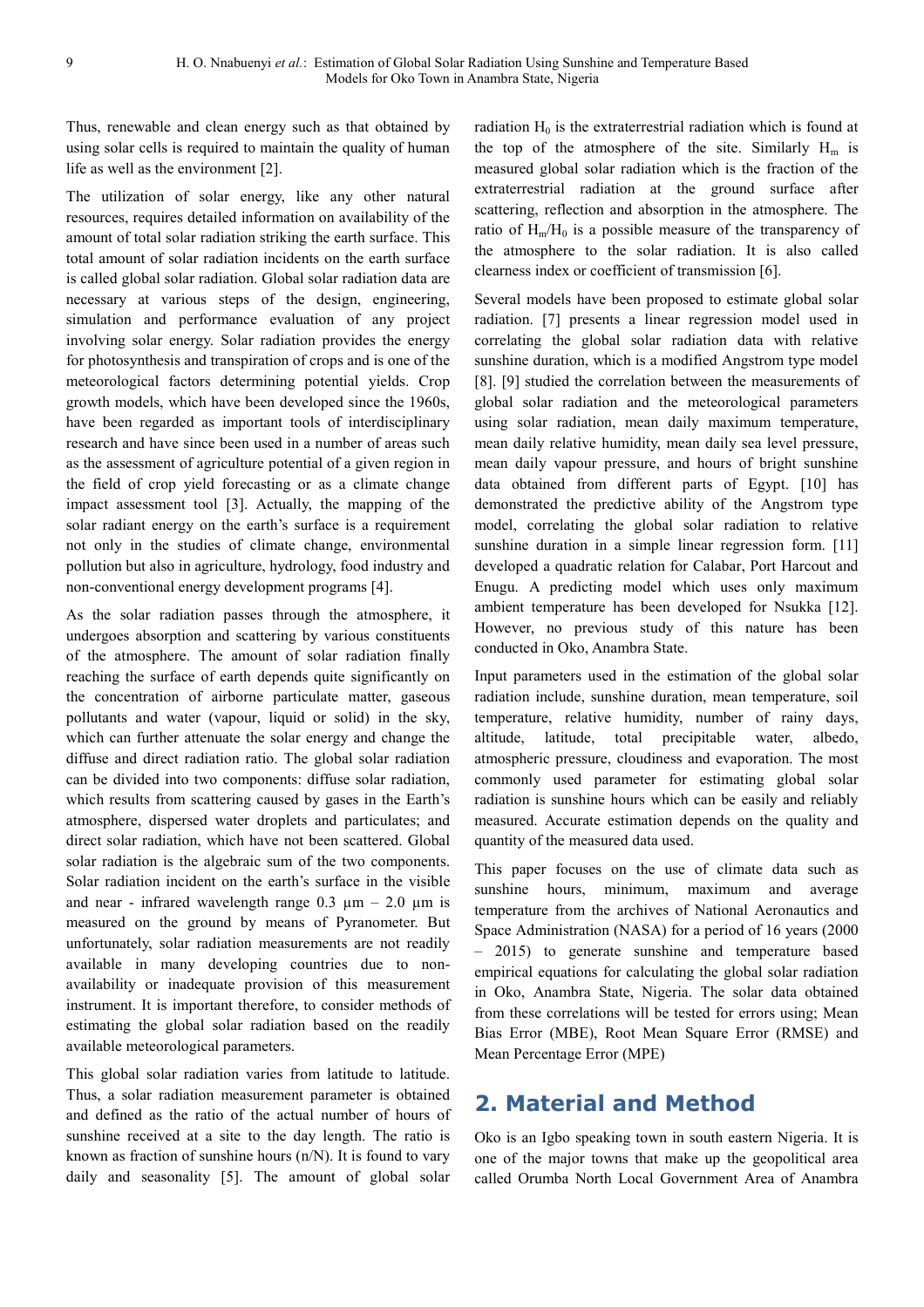Thus, renewable and clean energy such as that obtained by using solar cells is required to maintain the quality of human life as well as the environment [2].

The utilization of solar energy, like any other natural resources, requires detailed information on availability of the amount of total solar radiation striking the earth surface. This total amount of solar radiation incidents on the earth surface is called global solar radiation. Global solar radiation data are necessary at various steps of the design, engineering, simulation and performance evaluation of any project involving solar energy. Solar radiation provides the energy for photosynthesis and transpiration of crops and is one of the meteorological factors determining potential yields. Crop growth models, which have been developed since the 1960s, have been regarded as important tools of interdisciplinary research and have since been used in a number of areas such as the assessment of agriculture potential of a given region in the field of crop yield forecasting or as a climate change impact assessment tool [3]. Actually, the mapping of the solar radiant energy on the earth's surface is a requirement not only in the studies of climate change, environmental pollution but also in agriculture, hydrology, food industry and non-conventional energy development programs [4].

As the solar radiation passes through the atmosphere, it undergoes absorption and scattering by various constituents of the atmosphere. The amount of solar radiation finally reaching the surface of earth depends quite significantly on the concentration of airborne particulate matter, gaseous pollutants and water (vapour, liquid or solid) in the sky, which can further attenuate the solar energy and change the diffuse and direct radiation ratio. The global solar radiation can be divided into two components: diffuse solar radiation, which results from scattering caused by gases in the Earth's atmosphere, dispersed water droplets and particulates; and direct solar radiation, which have not been scattered. Global solar radiation is the algebraic sum of the two components. Solar radiation incident on the earth's surface in the visible and near - infrared wavelength range 0.3 µm – 2.0 µm is measured on the ground by means of Pyranometer. But unfortunately, solar radiation measurements are not readily available in many developing countries due to non-availability or inadequate provision of this measurement instrument. It is important therefore, to consider methods of estimating the global solar radiation based on the readily available meteorological parameters.

This global solar radiation varies from latitude to latitude. Thus, a solar radiation measurement parameter is obtained and defined as the ratio of the actual number of hours of sunshine received at a site to the day length. The ratio is known as fraction of sunshine hours ($n/N$). It is found to vary daily and seasonality [5]. The amount of global solar radiation $H_0$ is the extraterrestrial radiation which is found at the top of the atmosphere of the site. Similarly $H_m$ is measured global solar radiation which is the fraction of the extraterrestrial radiation at the ground surface after scattering, reflection and absorption in the atmosphere. The ratio of $H_m/H_0$ is a possible measure of the transparency of the atmosphere to the solar radiation. It is also called clearness index or coefficient of transmission [6].

Several models have been proposed to estimate global solar radiation. [7] presents a linear regression model used in correlating the global solar radiation data with relative sunshine duration, which is a modified Angstrom type model [8]. [9] studied the correlation between the measurements of global solar radiation and the meteorological parameters using solar radiation, mean daily maximum temperature, mean daily relative humidity, mean daily sea level pressure, mean daily vapour pressure, and hours of bright sunshine data obtained from different parts of Egypt. [10] has demonstrated the predictive ability of the Angstrom type model, correlating the global solar radiation to relative sunshine duration in a simple linear regression form. [11] developed a quadratic relation for Calabar, Port Harcout and Enugu. A predicting model which uses only maximum ambient temperature has been developed for Nsukka [12]. However, no previous study of this nature has been conducted in Oko, Anambra State.

Input parameters used in the estimation of the global solar radiation include, sunshine duration, mean temperature, soil temperature, relative humidity, number of rainy days, altitude, latitude, total precipitable water, albedo, atmospheric pressure, cloudiness and evaporation. The most commonly used parameter for estimating global solar radiation is sunshine hours which can be easily and reliably measured. Accurate estimation depends on the quality and quantity of the measured data used.

This paper focuses on the use of climate data such as sunshine hours, minimum, maximum and average temperature from the archives of National Aeronautics and Space Administration (NASA) for a period of 16 years (2000 – 2015) to generate sunshine and temperature based empirical equations for calculating the global solar radiation in Oko, Anambra State, Nigeria. The solar data obtained from these correlations will be tested for errors using; Mean Bias Error (MBE), Root Mean Square Error (RMSE) and Mean Percentage Error (MPE)

## 2. Material and Method

Oko is an Igbo speaking town in south eastern Nigeria. It is one of the major towns that make up the geopolitical area called Orumba North Local Government Area of Anambra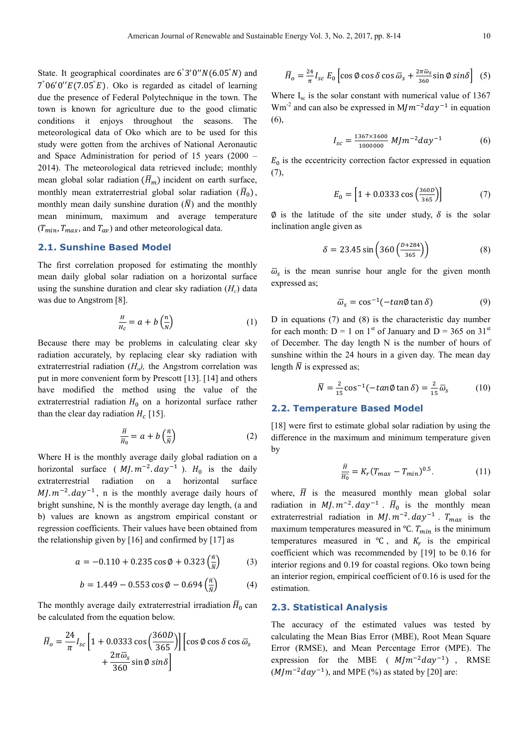State. It geographical coordinates are $6^{\circ}3'0''N(6.05^{\circ}N)$ and $7^{\circ}06'0''E(7.05^{\circ}E)$. Oko is regarded as citadel of learning due the presence of Federal Polytechnique in the town. The town is known for agriculture due to the good climatic conditions it enjoys throughout the seasons. The meteorological data of Oko which are to be used for this study were gotten from the archives of National Aeronautic and Space Administration for period of 15 years (2000 – 2014). The meteorological data retrieved include; monthly mean global solar radiation ($\bar{H}_m$) incident on earth surface, monthly mean extraterrestrial global solar radiation ($\bar{H}_0$), monthly mean daily sunshine duration ($\bar{N}$) and the monthly mean minimum, maximum and average temperature ($T_{min}$, $T_{max}$, and $T_{av}$) and other meteorological data.

### 2.1. Sunshine Based Model

The first correlation proposed for estimating the monthly mean daily global solar radiation on a horizontal surface using the sunshine duration and clear sky radiation ($H_c$) data was due to Angstrom [8].

$$\frac{H}{H_c} = a + b\left(\frac{n}{N}\right) \quad (1)$$

Because there may be problems in calculating clear sky radiation accurately, by replacing clear sky radiation with extraterrestrial radiation ($H_o$), the Angstrom correlation was put in more convenient form by Prescott [13]. [14] and others have modified the method using the value of the extraterrestrial radiation $H_0$ on a horizontal surface rather than the clear day radiation $H_c$ [15].

$$\frac{\bar{H}}{\bar{H}_0} = a + b\left(\frac{\bar{n}}{\bar{N}}\right) \quad (2)$$

Where H is the monthly average daily global radiation on a horizontal surface ($MJ.m^{-2}.day^{-1}$). $H_0$ is the daily extraterrestrial radiation on a horizontal surface $MJ.m^{-2}.day^{-1}$, n is the monthly average daily hours of bright sunshine, N is the monthly average day length, (a and b) values are known as angstrom empirical constant or regression coefficients. Their values have been obtained from the relationship given by [16] and confirmed by [17] as

$$a = -0.110 + 0.235\cos\emptyset + 0.323\left(\frac{\bar{n}}{\bar{N}}\right) \quad (3)$$

$$b = 1.449 - 0.553\cos\emptyset - 0.694\left(\frac{\bar{n}}{\bar{N}}\right) \quad (4)$$

The monthly average daily extraterrestrial irradiation $\bar{H}_0$ can be calculated from the equation below.

$$\bar{H}_o = \frac{24}{\pi} I_{sc}\left[1 + 0.0333\cos\left(\frac{360D}{365}\right)\right]\left[\cos\emptyset\cos\delta\cos\bar{\omega}_s + \frac{2\pi\bar{\omega}_s}{360}\sin\emptyset\, sin\delta\right]$$

$$\bar{H}_o = \frac{24}{\pi} I_{sc}\, E_0\left[\cos\emptyset\cos\delta\cos\bar{\omega}_s + \frac{2\pi\bar{\omega}_s}{360}\sin\emptyset\, sin\delta\right] \quad (5)$$

Where $I_{sc}$ is the solar constant with numerical value of 1367 $Wm^{-2}$ and can also be expressed in $MJm^{-2}day^{-1}$ in equation (6),

$$I_{sc} = \frac{1367\times3600}{1000000}\ MJm^{-2}day^{-1} \quad (6)$$

$E_0$ is the eccentricity correction factor expressed in equation (7),

$$E_0 = \left[1 + 0.0333\cos\left(\frac{360D}{365}\right)\right] \quad (7)$$

$\emptyset$ is the latitude of the site under study, $\delta$ is the solar inclination angle given as

$$\delta = 23.45\sin\left(360\left(\frac{D+284}{365}\right)\right) \quad (8)$$

$\bar{\omega}_s$ is the mean sunrise hour angle for the given month expressed as;

$$\bar{\omega}_s = \cos^{-1}(-tan\emptyset\tan\delta) \quad (9)$$

D in equations (7) and (8) is the characteristic day number for each month: D = 1 on 1st of January and D = 365 on 31st of December. The day length N is the number of hours of sunshine within the 24 hours in a given day. The mean day length $\bar{N}$ is expressed as;

$$\bar{N} = \frac{2}{15}\cos^{-1}(-tan\emptyset\tan\delta) = \frac{2}{15}\bar{\omega}_s \quad (10)$$

### 2.2. Temperature Based Model

[18] were first to estimate global solar radiation by using the difference in the maximum and minimum temperature given by

$$\frac{\bar{H}}{\bar{H}_0} = K_r(T_{max} - T_{min})^{0.5}. \quad (11)$$

where, $\bar{H}$ is the measured monthly mean global solar radiation in $MJ.m^{-2}.day^{-1}$. $\bar{H}_0$ is the monthly mean extraterrestrial radiation in $MJ.m^{-2}.day^{-1}$. $T_{max}$ is the maximum temperatures measured in ℃. $T_{min}$ is the minimum temperatures measured in ℃, and $K_r$ is the empirical coefficient which was recommended by [19] to be 0.16 for interior regions and 0.19 for coastal regions. Oko town being an interior region, empirical coefficient of 0.16 is used for the estimation.

### 2.3. Statistical Analysis

The accuracy of the estimated values was tested by calculating the Mean Bias Error (MBE), Root Mean Square Error (RMSE), and Mean Percentage Error (MPE). The expression for the MBE ($MJm^{-2}day^{-1}$), RMSE ($MJm^{-2}day^{-1}$), and MPE (%) as stated by [20] are: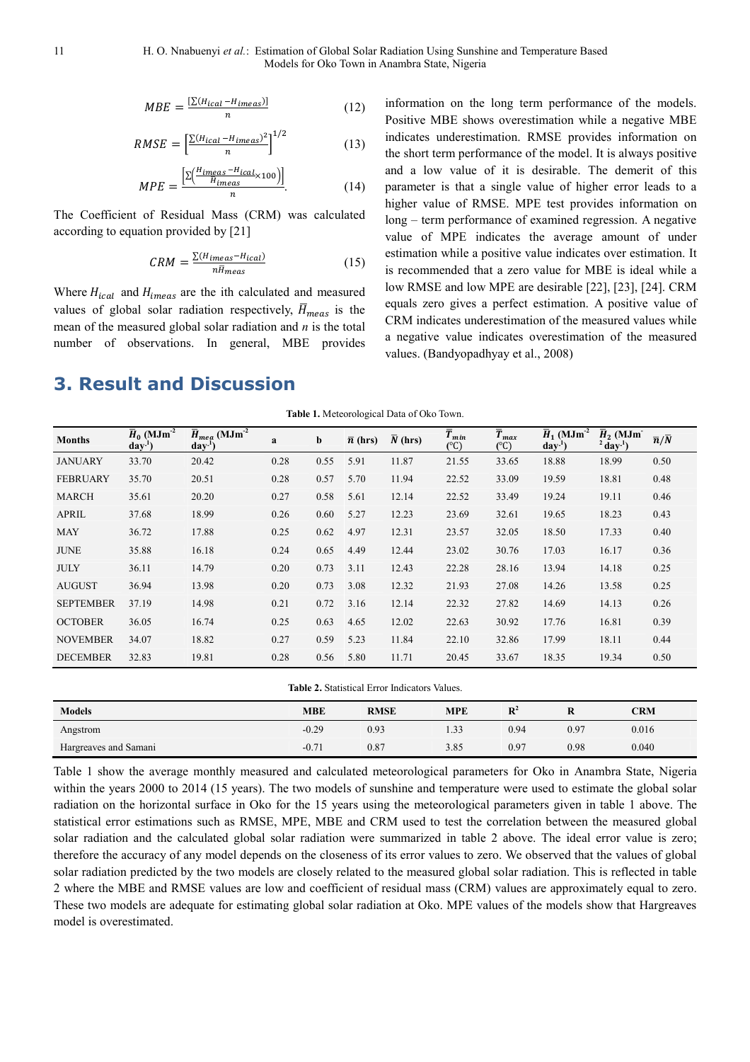$$MBE = \frac{[\sum(H_{ical} - H_{imeas})]}{n} \quad (12)$$

$$RMSE = \left[\frac{\sum(H_{ical} - H_{imeas})^2}{n}\right]^{1/2} \quad (13)$$

$$MPE = \frac{\left[\sum\left(\frac{H_{imeas} - H_{ical}}{H_{imeas}} \times 100\right)\right]}{n}. \quad (14)$$

The Coefficient of Residual Mass (CRM) was calculated according to equation provided by [21]

$$CRM = \frac{\sum(H_{imeas} - H_{ical})}{n\bar{H}_{meas}} \quad (15)$$

Where $H_{ical}$ and $H_{imeas}$ are the ith calculated and measured values of global solar radiation respectively, $\bar{H}_{meas}$ is the mean of the measured global solar radiation and $n$ is the total number of observations. In general, MBE provides information on the long term performance of the models. Positive MBE shows overestimation while a negative MBE indicates underestimation. RMSE provides information on the short term performance of the model. It is always positive and a low value of it is desirable. The demerit of this parameter is that a single value of higher error leads to a higher value of RMSE. MPE test provides information on long – term performance of examined regression. A negative value of MPE indicates the average amount of under estimation while a positive value indicates over estimation. It is recommended that a zero value for MBE is ideal while a low RMSE and low MPE are desirable [22], [23], [24]. CRM equals zero gives a perfect estimation. A positive value of CRM indicates underestimation of the measured values while a negative value indicates overestimation of the measured values. (Bandyopadhyay et al., 2008)

## 3. Result and Discussion

**Table 1.** Meteorological Data of Oko Town.

| Months | $\bar{H}_0$ (MJm$^{-2}$ day$^{-1}$) | $\bar{H}_{mea}$ (MJm$^{-2}$ day$^{-1}$) | a | b | $\bar{n}$ (hrs) | $\bar{N}$ (hrs) | $\bar{T}_{min}$ (℃) | $\bar{T}_{max}$ (℃) | $\bar{H}_1$ (MJm$^{-2}$ day$^{-1}$) | $\bar{H}_2$ (MJm$^{-2}$ day$^{-1}$) | $\bar{n}/\bar{N}$ |
|---|---|---|---|---|---|---|---|---|---|---|---|
| JANUARY | 33.70 | 20.42 | 0.28 | 0.55 | 5.91 | 11.87 | 21.55 | 33.65 | 18.88 | 18.99 | 0.50 |
| FEBRUARY | 35.70 | 20.51 | 0.28 | 0.57 | 5.70 | 11.94 | 22.52 | 33.09 | 19.59 | 18.81 | 0.48 |
| MARCH | 35.61 | 20.20 | 0.27 | 0.58 | 5.61 | 12.14 | 22.52 | 33.49 | 19.24 | 19.11 | 0.46 |
| APRIL | 37.68 | 18.99 | 0.26 | 0.60 | 5.27 | 12.23 | 23.69 | 32.61 | 19.65 | 18.23 | 0.43 |
| MAY | 36.72 | 17.88 | 0.25 | 0.62 | 4.97 | 12.31 | 23.57 | 32.05 | 18.50 | 17.33 | 0.40 |
| JUNE | 35.88 | 16.18 | 0.24 | 0.65 | 4.49 | 12.44 | 23.02 | 30.76 | 17.03 | 16.17 | 0.36 |
| JULY | 36.11 | 14.79 | 0.20 | 0.73 | 3.11 | 12.43 | 22.28 | 28.16 | 13.94 | 14.18 | 0.25 |
| AUGUST | 36.94 | 13.98 | 0.20 | 0.73 | 3.08 | 12.32 | 21.93 | 27.08 | 14.26 | 13.58 | 0.25 |
| SEPTEMBER | 37.19 | 14.98 | 0.21 | 0.72 | 3.16 | 12.14 | 22.32 | 27.82 | 14.69 | 14.13 | 0.26 |
| OCTOBER | 36.05 | 16.74 | 0.25 | 0.63 | 4.65 | 12.02 | 22.63 | 30.92 | 17.76 | 16.81 | 0.39 |
| NOVEMBER | 34.07 | 18.82 | 0.27 | 0.59 | 5.23 | 11.84 | 22.10 | 32.86 | 17.99 | 18.11 | 0.44 |
| DECEMBER | 32.83 | 19.81 | 0.28 | 0.56 | 5.80 | 11.71 | 20.45 | 33.67 | 18.35 | 19.34 | 0.50 |

**Table 2.** Statistical Error Indicators Values.

| Models | MBE | RMSE | MPE | $R^2$ | R | CRM |
|---|---|---|---|---|---|---|
| Angstrom | -0.29 | 0.93 | 1.33 | 0.94 | 0.97 | 0.016 |
| Hargreaves and Samani | -0.71 | 0.87 | 3.85 | 0.97 | 0.98 | 0.040 |

Table 1 show the average monthly measured and calculated meteorological parameters for Oko in Anambra State, Nigeria within the years 2000 to 2014 (15 years). The two models of sunshine and temperature were used to estimate the global solar radiation on the horizontal surface in Oko for the 15 years using the meteorological parameters given in table 1 above. The statistical error estimations such as RMSE, MPE, MBE and CRM used to test the correlation between the measured global solar radiation and the calculated global solar radiation were summarized in table 2 above. The ideal error value is zero; therefore the accuracy of any model depends on the closeness of its error values to zero. We observed that the values of global solar radiation predicted by the two models are closely related to the measured global solar radiation. This is reflected in table 2 where the MBE and RMSE values are low and coefficient of residual mass (CRM) values are approximately equal to zero. These two models are adequate for estimating global solar radiation at Oko. MPE values of the models show that Hargreaves model is overestimated.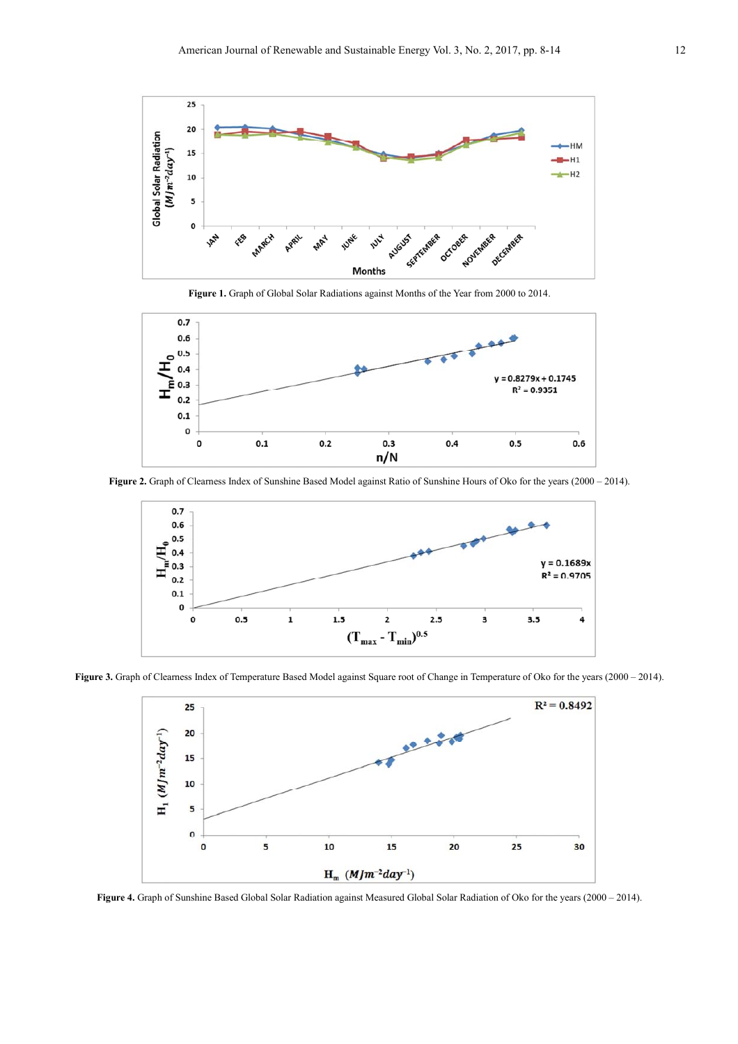**Figure 1.** Graph of Global Solar Radiations against Months of the Year from 2000 to 2014.

**Figure 2.** Graph of Clearness Index of Sunshine Based Model against Ratio of Sunshine Hours of Oko for the years (2000 – 2014).

**Figure 3.** Graph of Clearness Index of Temperature Based Model against Square root of Change in Temperature of Oko for the years (2000 – 2014).

**Figure 4.** Graph of Sunshine Based Global Solar Radiation against Measured Global Solar Radiation of Oko for the years (2000 – 2014).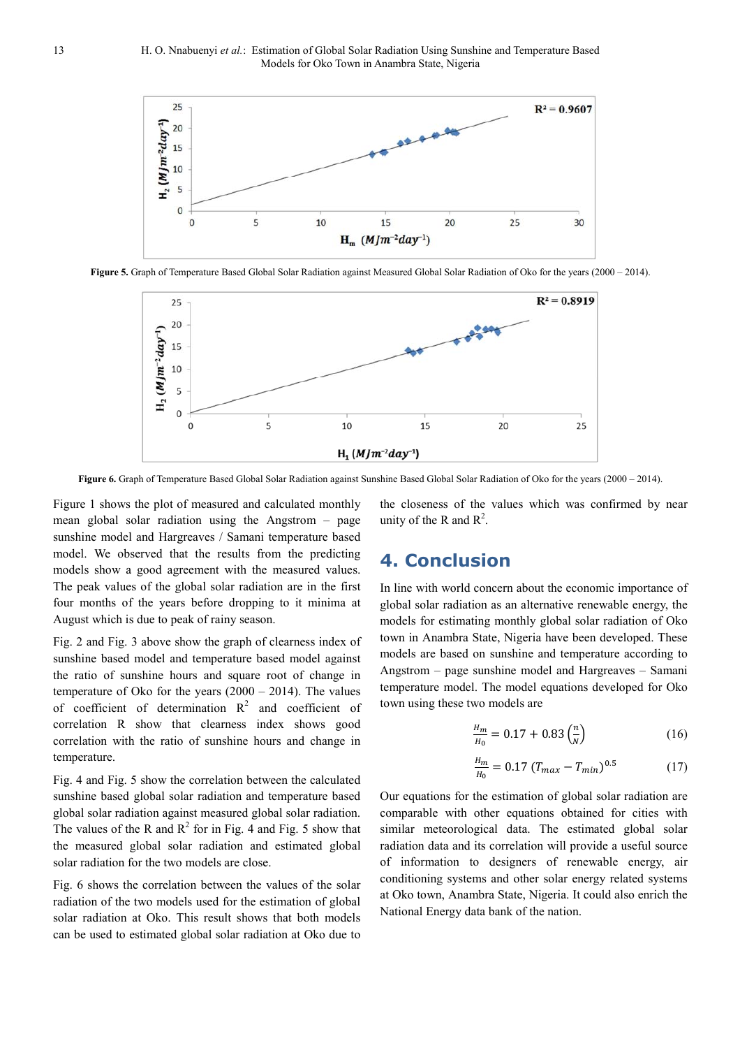**Figure 5.** Graph of Temperature Based Global Solar Radiation against Measured Global Solar Radiation of Oko for the years (2000 – 2014).

**Figure 6.** Graph of Temperature Based Global Solar Radiation against Sunshine Based Global Solar Radiation of Oko for the years (2000 – 2014).

Figure 1 shows the plot of measured and calculated monthly mean global solar radiation using the Angstrom – page sunshine model and Hargreaves / Samani temperature based model. We observed that the results from the predicting models show a good agreement with the measured values. The peak values of the global solar radiation are in the first four months of the years before dropping to it minima at August which is due to peak of rainy season.

Fig. 2 and Fig. 3 above show the graph of clearness index of sunshine based model and temperature based model against the ratio of sunshine hours and square root of change in temperature of Oko for the years (2000 – 2014). The values of coefficient of determination $R^2$ and coefficient of correlation R show that clearness index shows good correlation with the ratio of sunshine hours and change in temperature.

Fig. 4 and Fig. 5 show the correlation between the calculated sunshine based global solar radiation and temperature based global solar radiation against measured global solar radiation. The values of the R and $R^2$ for in Fig. 4 and Fig. 5 show that the measured global solar radiation and estimated global solar radiation for the two models are close.

Fig. 6 shows the correlation between the values of the solar radiation of the two models used for the estimation of global solar radiation at Oko. This result shows that both models can be used to estimated global solar radiation at Oko due to the closeness of the values which was confirmed by near unity of the R and $R^2$.

## 4. Conclusion

In line with world concern about the economic importance of global solar radiation as an alternative renewable energy, the models for estimating monthly global solar radiation of Oko town in Anambra State, Nigeria have been developed. These models are based on sunshine and temperature according to Angstrom – page sunshine model and Hargreaves – Samani temperature model. The model equations developed for Oko town using these two models are

$$\frac{H_m}{H_0} = 0.17 + 0.83\left(\frac{n}{N}\right) \tag{16}$$

$$\frac{H_m}{H_0} = 0.17\,(T_{max} - T_{min})^{0.5} \tag{17}$$

Our equations for the estimation of global solar radiation are comparable with other equations obtained for cities with similar meteorological data. The estimated global solar radiation data and its correlation will provide a useful source of information to designers of renewable energy, air conditioning systems and other solar energy related systems at Oko town, Anambra State, Nigeria. It could also enrich the National Energy data bank of the nation.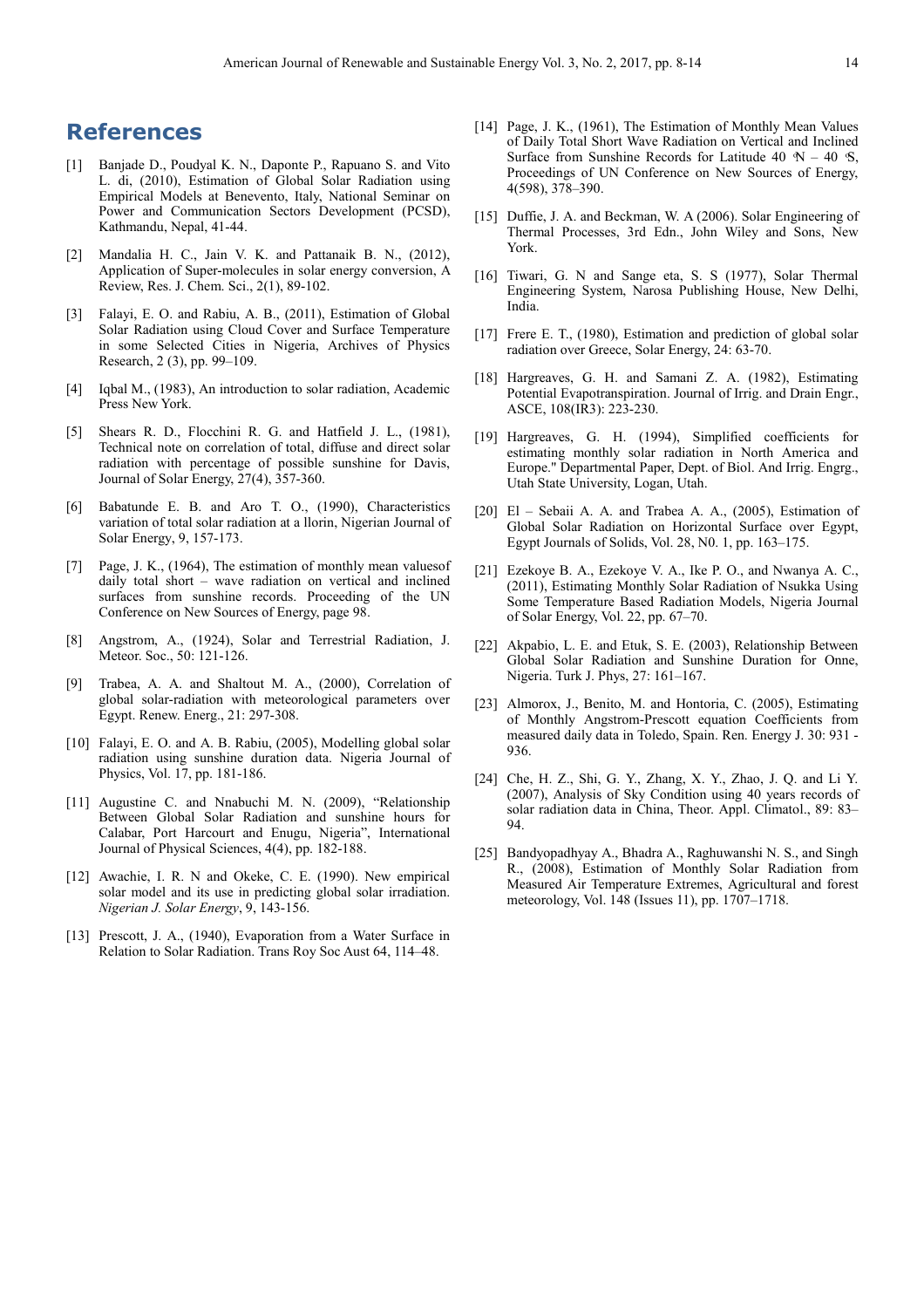## References

[1] Banjade D., Poudyal K. N., Daponte P., Rapuano S. and Vito L. di, (2010), Estimation of Global Solar Radiation using Empirical Models at Benevento, Italy, National Seminar on Power and Communication Sectors Development (PCSD), Kathmandu, Nepal, 41-44.

[2] Mandalia H. C., Jain V. K. and Pattanaik B. N., (2012), Application of Super-molecules in solar energy conversion, A Review, Res. J. Chem. Sci., 2(1), 89-102.

[3] Falayi, E. O. and Rabiu, A. B., (2011), Estimation of Global Solar Radiation using Cloud Cover and Surface Temperature in some Selected Cities in Nigeria, Archives of Physics Research, 2 (3), pp. 99–109.

[4] Iqbal M., (1983), An introduction to solar radiation, Academic Press New York.

[5] Shears R. D., Flocchini R. G. and Hatfield J. L., (1981), Technical note on correlation of total, diffuse and direct solar radiation with percentage of possible sunshine for Davis, Journal of Solar Energy, 27(4), 357-360.

[6] Babatunde E. B. and Aro T. O., (1990), Characteristics variation of total solar radiation at a llorin, Nigerian Journal of Solar Energy, 9, 157-173.

[7] Page, J. K., (1964), The estimation of monthly mean valuesof daily total short – wave radiation on vertical and inclined surfaces from sunshine records. Proceeding of the UN Conference on New Sources of Energy, page 98.

[8] Angstrom, A., (1924), Solar and Terrestrial Radiation, J. Meteor. Soc., 50: 121-126.

[9] Trabea, A. A. and Shaltout M. A., (2000), Correlation of global solar-radiation with meteorological parameters over Egypt. Renew. Energ., 21: 297-308.

[10] Falayi, E. O. and A. B. Rabiu, (2005), Modelling global solar radiation using sunshine duration data. Nigeria Journal of Physics, Vol. 17, pp. 181-186.

[11] Augustine C. and Nnabuchi M. N. (2009), "Relationship Between Global Solar Radiation and sunshine hours for Calabar, Port Harcourt and Enugu, Nigeria", International Journal of Physical Sciences, 4(4), pp. 182-188.

[12] Awachie, I. R. N and Okeke, C. E. (1990). New empirical solar model and its use in predicting global solar irradiation. *Nigerian J. Solar Energy*, 9, 143-156.

[13] Prescott, J. A., (1940), Evaporation from a Water Surface in Relation to Solar Radiation. Trans Roy Soc Aust 64, 114–48.

[14] Page, J. K., (1961), The Estimation of Monthly Mean Values of Daily Total Short Wave Radiation on Vertical and Inclined Surface from Sunshine Records for Latitude 40 °N – 40 °S, Proceedings of UN Conference on New Sources of Energy, 4(598), 378–390.

[15] Duffie, J. A. and Beckman, W. A (2006). Solar Engineering of Thermal Processes, 3rd Edn., John Wiley and Sons, New York.

[16] Tiwari, G. N and Sange eta, S. S (1977), Solar Thermal Engineering System, Narosa Publishing House, New Delhi, India.

[17] Frere E. T., (1980), Estimation and prediction of global solar radiation over Greece, Solar Energy, 24: 63-70.

[18] Hargreaves, G. H. and Samani Z. A. (1982), Estimating Potential Evapotranspiration. Journal of Irrig. and Drain Engr., ASCE, 108(IR3): 223-230.

[19] Hargreaves, G. H. (1994), Simplified coefficients for estimating monthly solar radiation in North America and Europe." Departmental Paper, Dept. of Biol. And Irrig. Engrg., Utah State University, Logan, Utah.

[20] El – Sebaii A. A. and Trabea A. A., (2005), Estimation of Global Solar Radiation on Horizontal Surface over Egypt, Egypt Journals of Solids, Vol. 28, N0. 1, pp. 163–175.

[21] Ezekoye B. A., Ezekoye V. A., Ike P. O., and Nwanya A. C., (2011), Estimating Monthly Solar Radiation of Nsukka Using Some Temperature Based Radiation Models, Nigeria Journal of Solar Energy, Vol. 22, pp. 67–70.

[22] Akpabio, L. E. and Etuk, S. E. (2003), Relationship Between Global Solar Radiation and Sunshine Duration for Onne, Nigeria. Turk J. Phys, 27: 161–167.

[23] Almorox, J., Benito, M. and Hontoria, C. (2005), Estimating of Monthly Angstrom-Prescott equation Coefficients from measured daily data in Toledo, Spain. Ren. Energy J. 30: 931 - 936.

[24] Che, H. Z., Shi, G. Y., Zhang, X. Y., Zhao, J. Q. and Li Y. (2007), Analysis of Sky Condition using 40 years records of solar radiation data in China, Theor. Appl. Climatol., 89: 83–94.

[25] Bandyopadhyay A., Bhadra A., Raghuwanshi N. S., and Singh R., (2008), Estimation of Monthly Solar Radiation from Measured Air Temperature Extremes, Agricultural and forest meteorology, Vol. 148 (Issues 11), pp. 1707–1718.